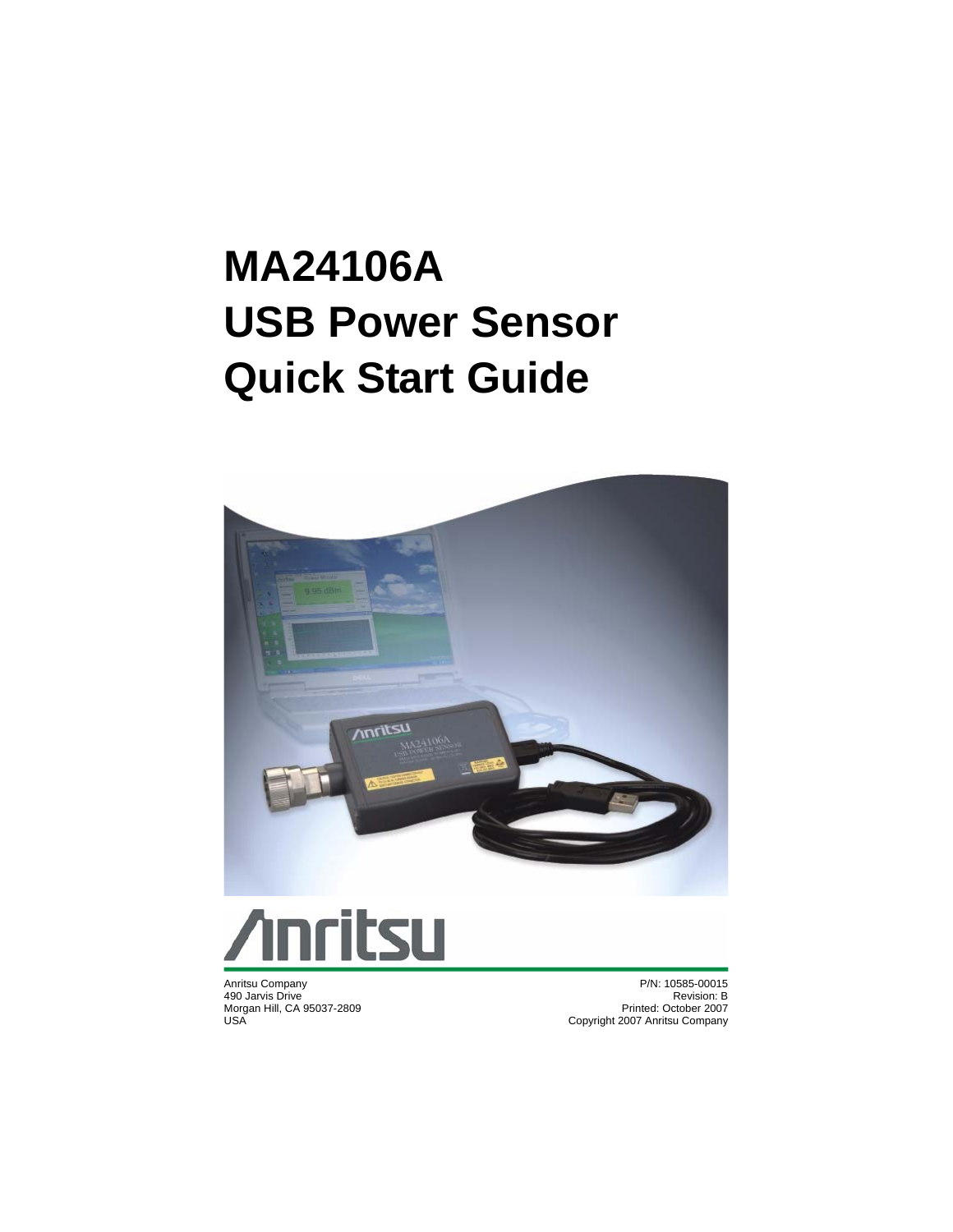# MA24106A
# USB Power Sensor
# Quick Start Guide

Anritsu Company
490 Jarvis Drive
Morgan Hill, CA 95037-2809
USA

P/N: 10585-00015
Revision: B
Printed: October 2007
Copyright 2007 Anritsu Company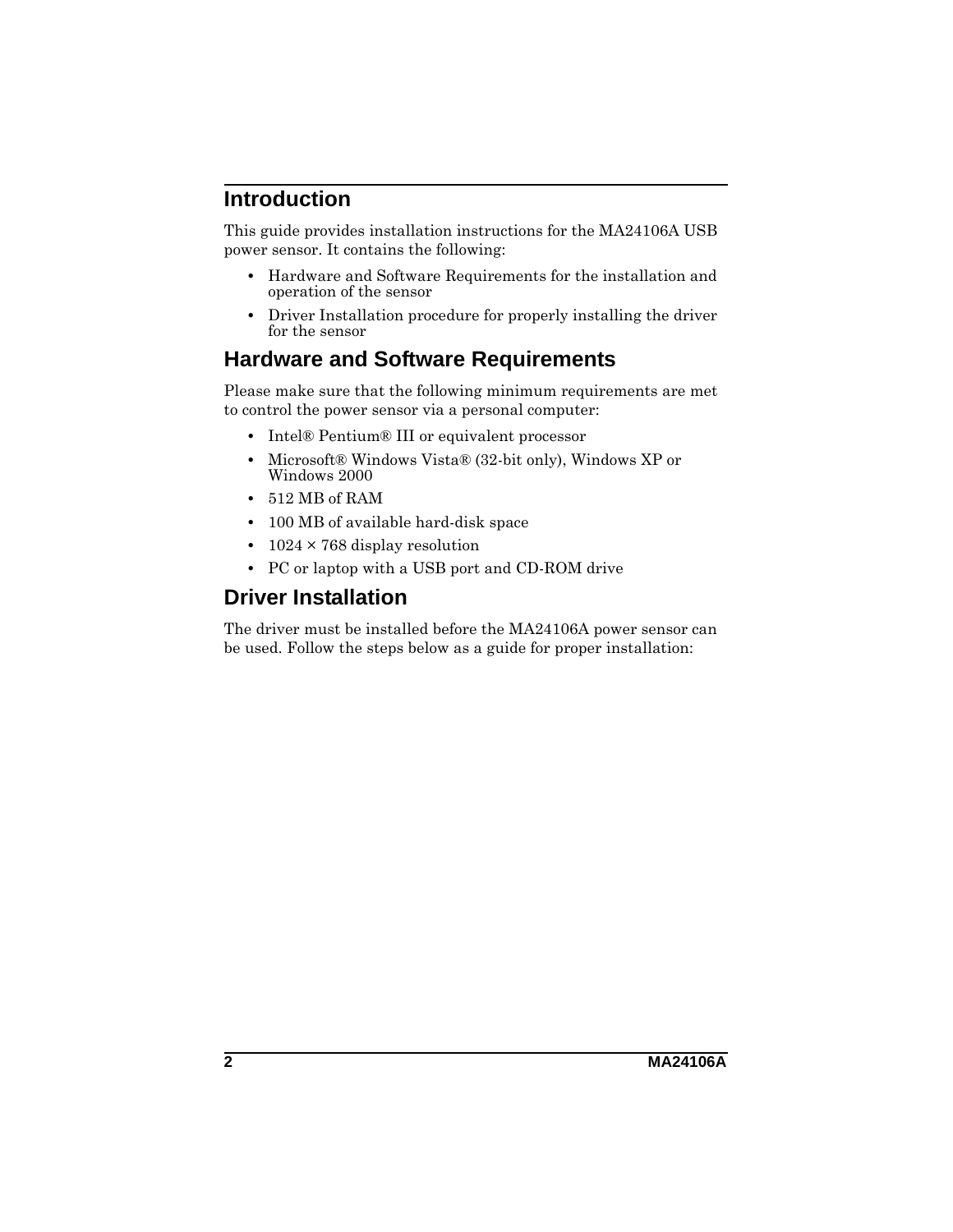## Introduction

This guide provides installation instructions for the MA24106A USB power sensor. It contains the following:

- Hardware and Software Requirements for the installation and operation of the sensor
- Driver Installation procedure for properly installing the driver for the sensor

## Hardware and Software Requirements

Please make sure that the following minimum requirements are met to control the power sensor via a personal computer:

- Intel® Pentium® III or equivalent processor
- Microsoft® Windows Vista® (32-bit only), Windows XP or Windows 2000
- 512 MB of RAM
- 100 MB of available hard-disk space
- 1024 × 768 display resolution
- PC or laptop with a USB port and CD-ROM drive

## Driver Installation

The driver must be installed before the MA24106A power sensor can be used. Follow the steps below as a guide for proper installation: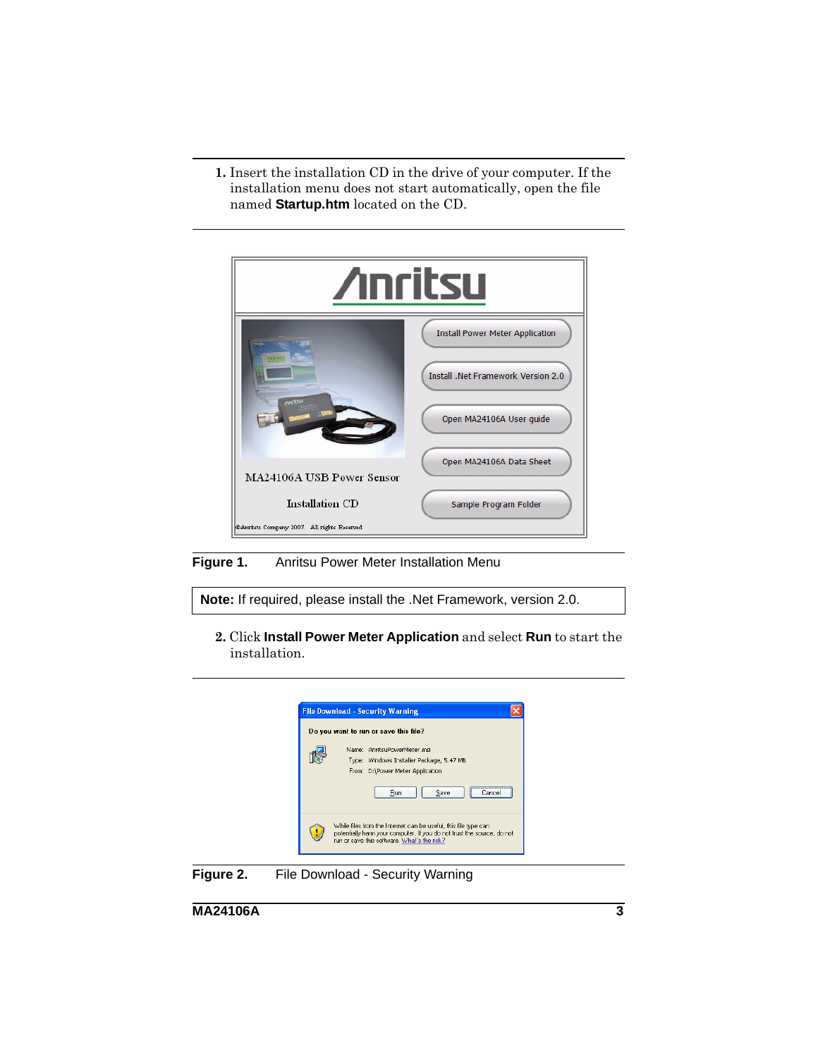1. Insert the installation CD in the drive of your computer. If the installation menu does not start automatically, open the file named **Startup.htm** located on the CD.

**Figure 1.** Anritsu Power Meter Installation Menu

**Note:** If required, please install the .Net Framework, version 2.0.

2. Click **Install Power Meter Application** and select **Run** to start the installation.

**Figure 2.** File Download - Security Warning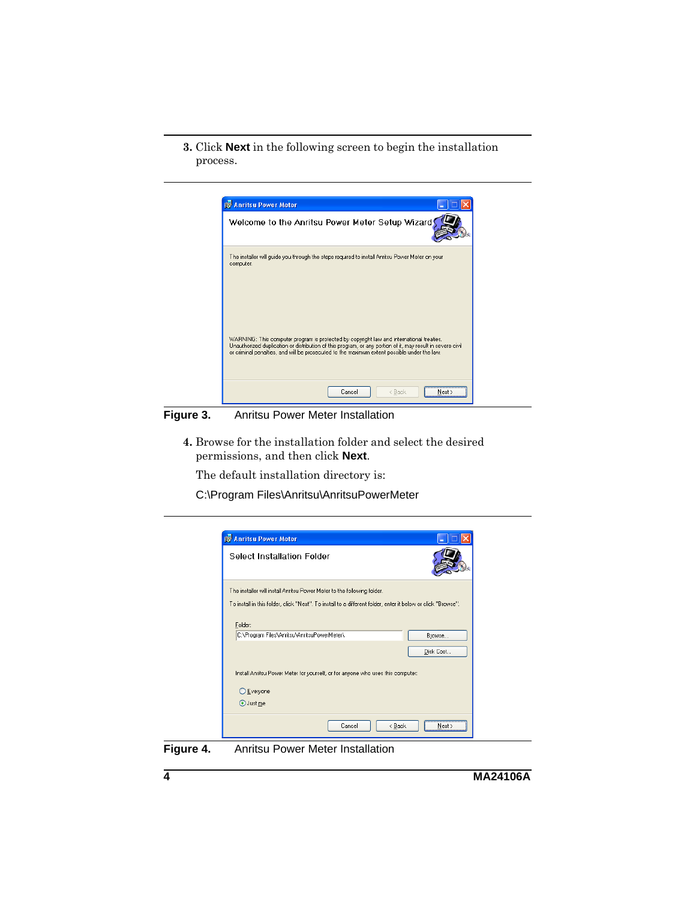3. Click **Next** in the following screen to begin the installation process.

**Figure 3.** Anritsu Power Meter Installation

4. Browse for the installation folder and select the desired permissions, and then click **Next**.

   The default installation directory is:

   C:\Program Files\Anritsu\AnritsuPowerMeter

**Figure 4.** Anritsu Power Meter Installation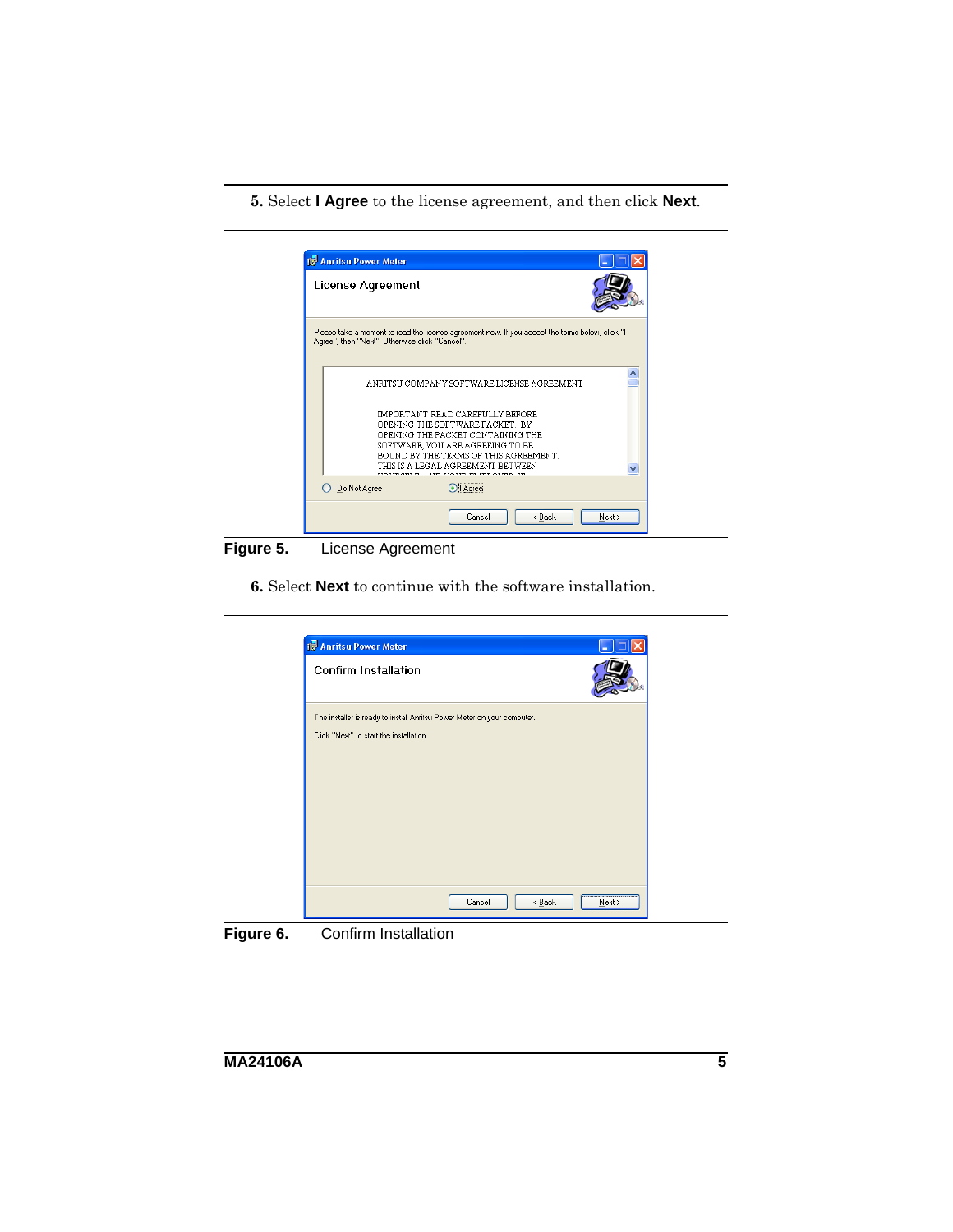5. Select **I Agree** to the license agreement, and then click **Next**.

**Figure 5.** License Agreement

6. Select **Next** to continue with the software installation.

**Figure 6.** Confirm Installation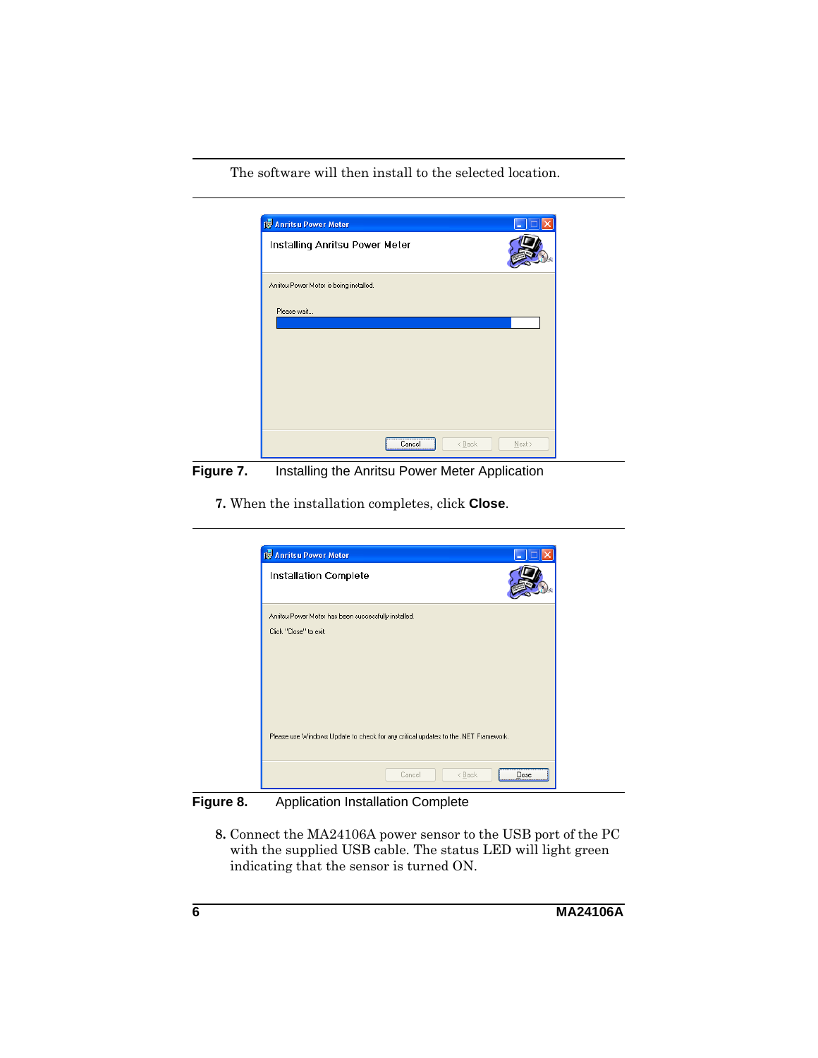The software will then install to the selected location.

**Figure 7.** Installing the Anritsu Power Meter Application

7. When the installation completes, click **Close**.

**Figure 8.** Application Installation Complete

8. Connect the MA24106A power sensor to the USB port of the PC with the supplied USB cable. The status LED will light green indicating that the sensor is turned ON.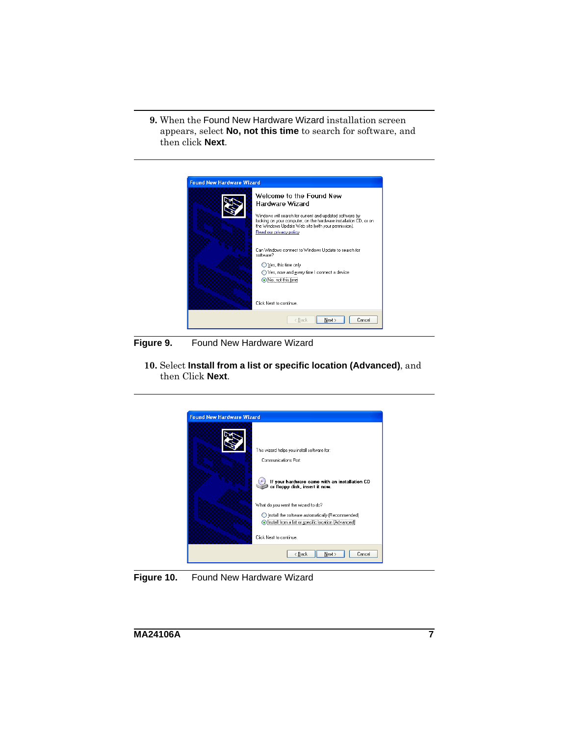9. When the Found New Hardware Wizard installation screen appears, select **No, not this time** to search for software, and then click **Next**.

**Figure 9.** Found New Hardware Wizard

10. Select **Install from a list or specific location (Advanced)**, and then Click **Next**.

**Figure 10.** Found New Hardware Wizard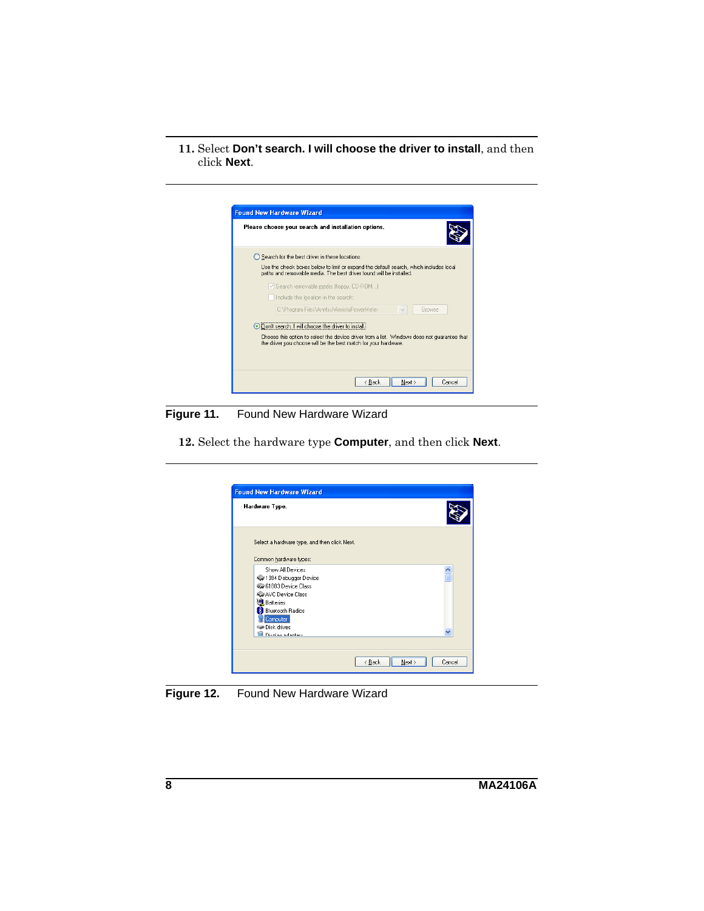11. Select **Don't search. I will choose the driver to install**, and then click **Next**.

**Figure 11.** Found New Hardware Wizard

12. Select the hardware type **Computer**, and then click **Next**.

**Figure 12.** Found New Hardware Wizard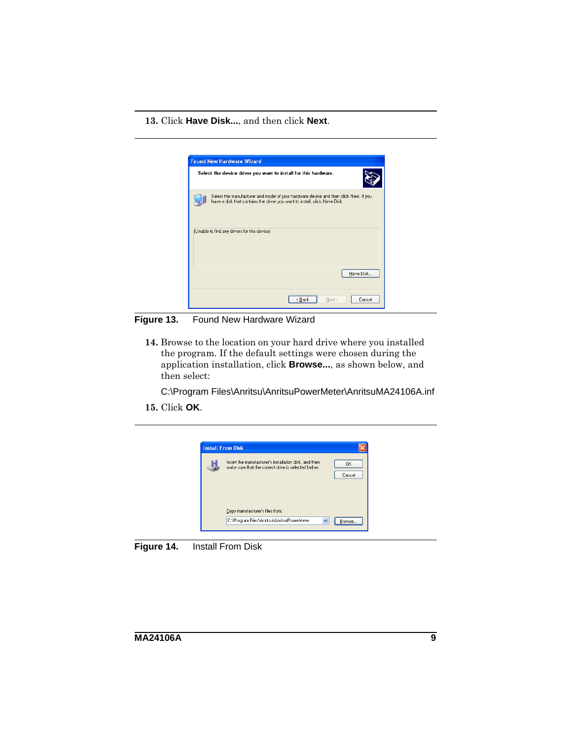13. Click **Have Disk...**, and then click **Next**.

Figure 13. Found New Hardware Wizard

14. Browse to the location on your hard drive where you installed the program. If the default settings were chosen during the application installation, click **Browse...**, as shown below, and then select:

    C:\Program Files\Anritsu\AnritsuPowerMeter\AnritsuMA24106A.inf

15. Click **OK**.

Figure 14. Install From Disk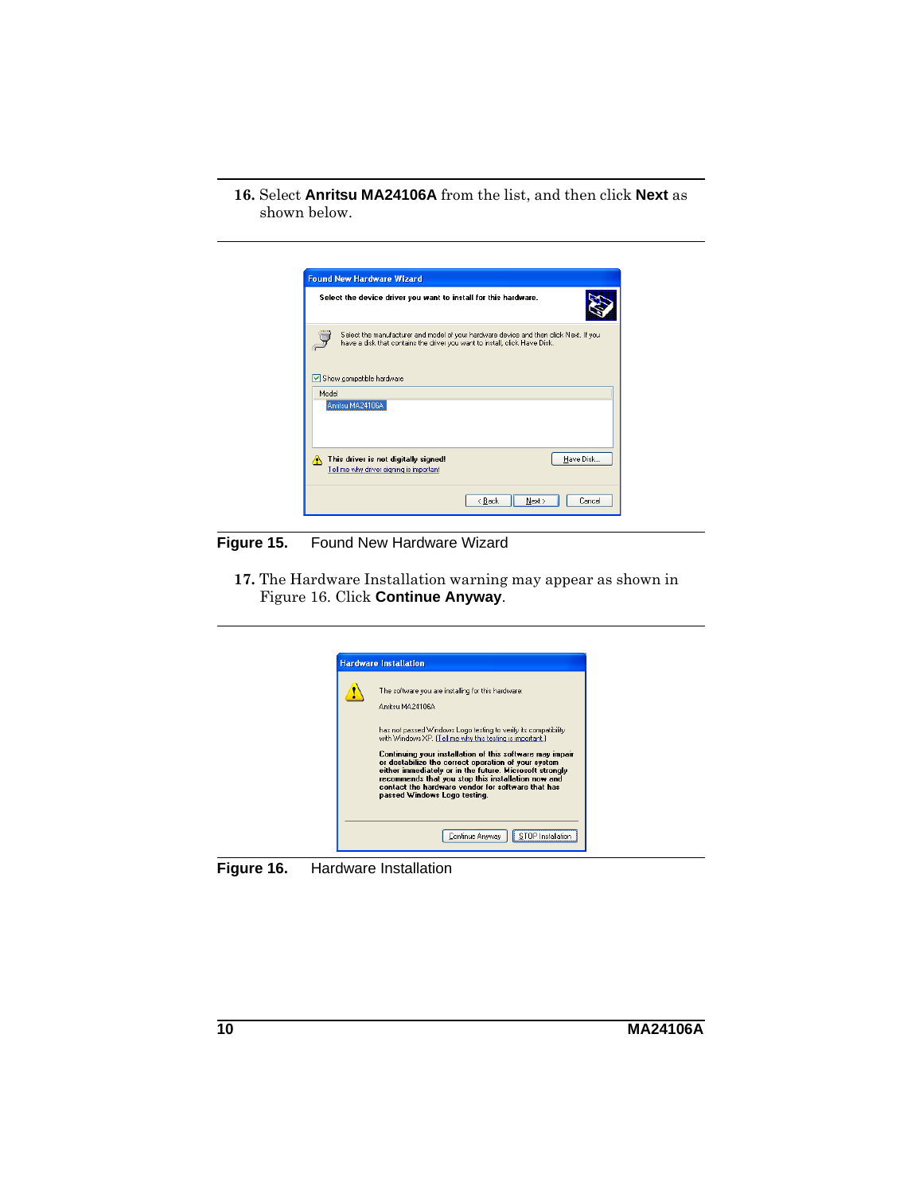16. Select **Anritsu MA24106A** from the list, and then click **Next** as shown below.

**Figure 15.** Found New Hardware Wizard

17. The Hardware Installation warning may appear as shown in Figure 16. Click **Continue Anyway**.

**Figure 16.** Hardware Installation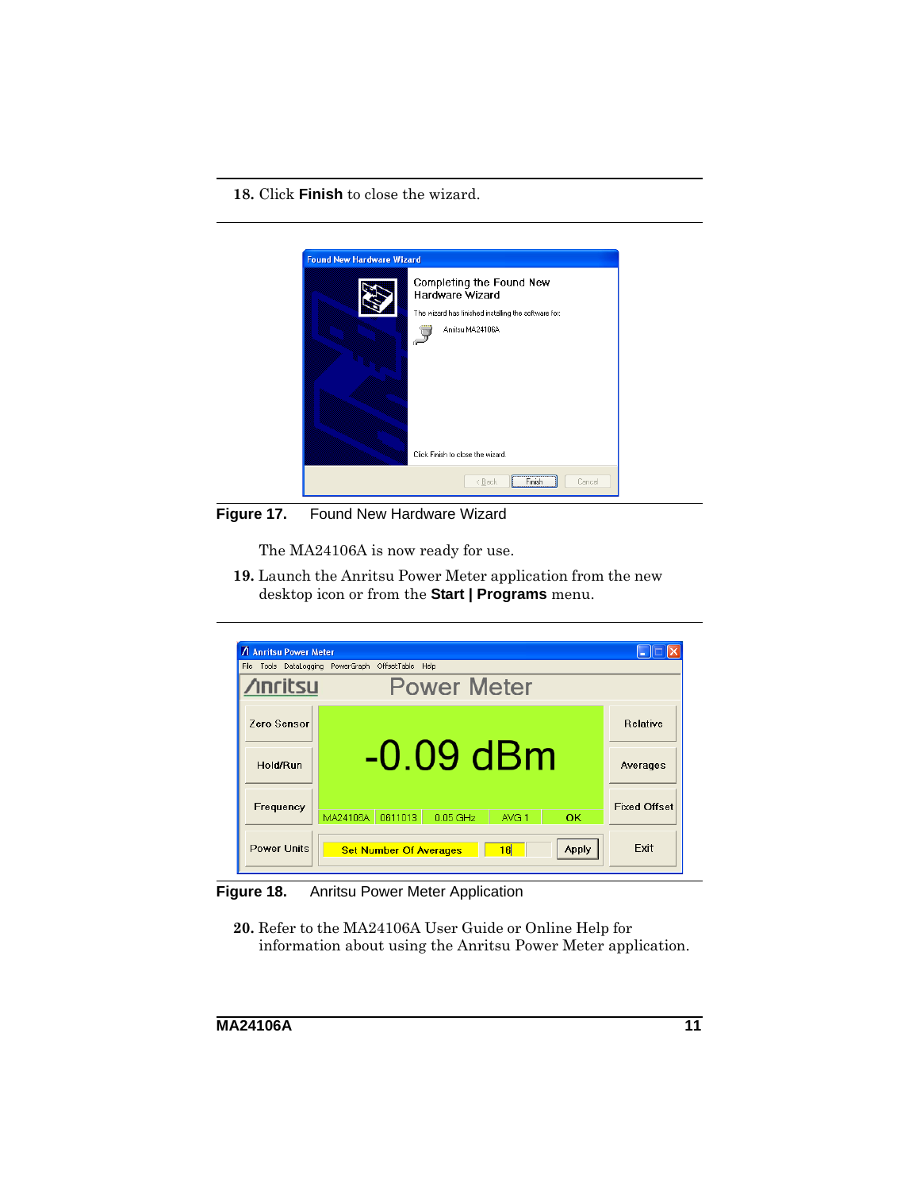18. Click **Finish** to close the wizard.

**Figure 17.** Found New Hardware Wizard

The MA24106A is now ready for use.

19. Launch the Anritsu Power Meter application from the new desktop icon or from the **Start | Programs** menu.

**Figure 18.** Anritsu Power Meter Application

20. Refer to the MA24106A User Guide or Online Help for information about using the Anritsu Power Meter application.